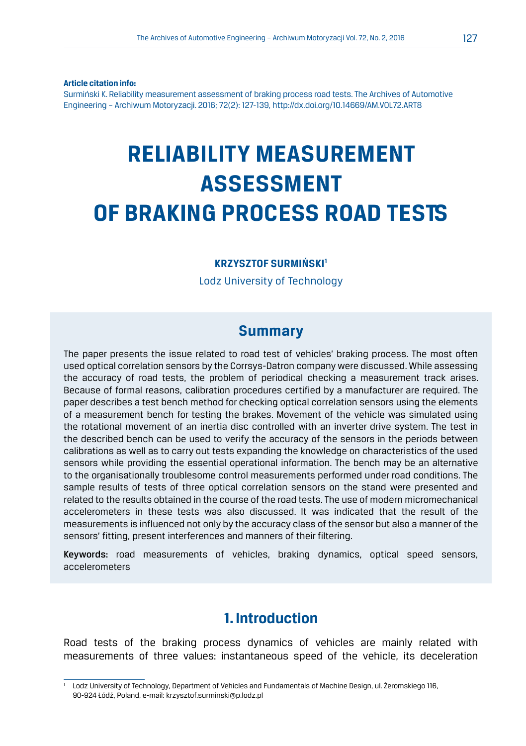**Article citation info:**
Surmiński K. Reliability measurement assessment of braking process road tests. The Archives of Automotive Engineering – Archiwum Motoryzacji. 2016; 72(2): 127-139, http://dx.doi.org/10.14669/AM.VOL72.ART8

# RELIABILITY MEASUREMENT ASSESSMENT OF BRAKING PROCESS ROAD TESTS

**KRZYSZTOF SURMIŃSKI**[1]

Lodz University of Technology

## Summary

The paper presents the issue related to road test of vehicles' braking process. The most often used optical correlation sensors by the Corrsys-Datron company were discussed. While assessing the accuracy of road tests, the problem of periodical checking a measurement track arises. Because of formal reasons, calibration procedures certified by a manufacturer are required. The paper describes a test bench method for checking optical correlation sensors using the elements of a measurement bench for testing the brakes. Movement of the vehicle was simulated using the rotational movement of an inertia disc controlled with an inverter drive system. The test in the described bench can be used to verify the accuracy of the sensors in the periods between calibrations as well as to carry out tests expanding the knowledge on characteristics of the used sensors while providing the essential operational information. The bench may be an alternative to the organisationally troublesome control measurements performed under road conditions. The sample results of tests of three optical correlation sensors on the stand were presented and related to the results obtained in the course of the road tests. The use of modern micromechanical accelerometers in these tests was also discussed. It was indicated that the result of the measurements is influenced not only by the accuracy class of the sensor but also a manner of the sensors' fitting, present interferences and manners of their filtering.

**Keywords:** road measurements of vehicles, braking dynamics, optical speed sensors, accelerometers

## 1. Introduction

Road tests of the braking process dynamics of vehicles are mainly related with measurements of three values: instantaneous speed of the vehicle, its deceleration

---

[1] Lodz University of Technology, Department of Vehicles and Fundamentals of Machine Design, ul. Żeromskiego 116, 90-924 Łódź, Poland, e-mail: krzysztof.surminski@p.lodz.pl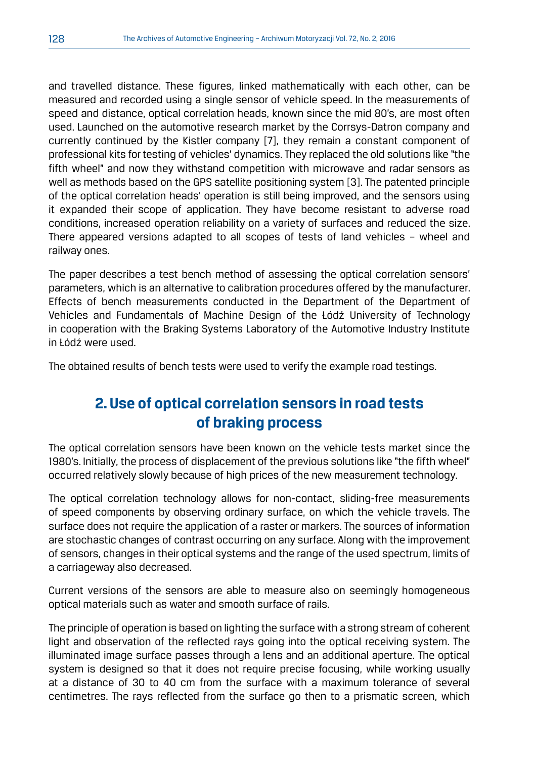and travelled distance. These figures, linked mathematically with each other, can be measured and recorded using a single sensor of vehicle speed. In the measurements of speed and distance, optical correlation heads, known since the mid 80's, are most often used. Launched on the automotive research market by the Corrsys-Datron company and currently continued by the Kistler company [7], they remain a constant component of professional kits for testing of vehicles' dynamics. They replaced the old solutions like "the fifth wheel" and now they withstand competition with microwave and radar sensors as well as methods based on the GPS satellite positioning system [3]. The patented principle of the optical correlation heads' operation is still being improved, and the sensors using it expanded their scope of application. They have become resistant to adverse road conditions, increased operation reliability on a variety of surfaces and reduced the size. There appeared versions adapted to all scopes of tests of land vehicles – wheel and railway ones.

The paper describes a test bench method of assessing the optical correlation sensors' parameters, which is an alternative to calibration procedures offered by the manufacturer. Effects of bench measurements conducted in the Department of the Department of Vehicles and Fundamentals of Machine Design of the Łódź University of Technology in cooperation with the Braking Systems Laboratory of the Automotive Industry Institute in Łódź were used.

The obtained results of bench tests were used to verify the example road testings.

## 2. Use of optical correlation sensors in road tests of braking process

The optical correlation sensors have been known on the vehicle tests market since the 1980's. Initially, the process of displacement of the previous solutions like "the fifth wheel" occurred relatively slowly because of high prices of the new measurement technology.

The optical correlation technology allows for non-contact, sliding-free measurements of speed components by observing ordinary surface, on which the vehicle travels. The surface does not require the application of a raster or markers. The sources of information are stochastic changes of contrast occurring on any surface. Along with the improvement of sensors, changes in their optical systems and the range of the used spectrum, limits of a carriageway also decreased.

Current versions of the sensors are able to measure also on seemingly homogeneous optical materials such as water and smooth surface of rails.

The principle of operation is based on lighting the surface with a strong stream of coherent light and observation of the reflected rays going into the optical receiving system. The illuminated image surface passes through a lens and an additional aperture. The optical system is designed so that it does not require precise focusing, while working usually at a distance of 30 to 40 cm from the surface with a maximum tolerance of several centimetres. The rays reflected from the surface go then to a prismatic screen, which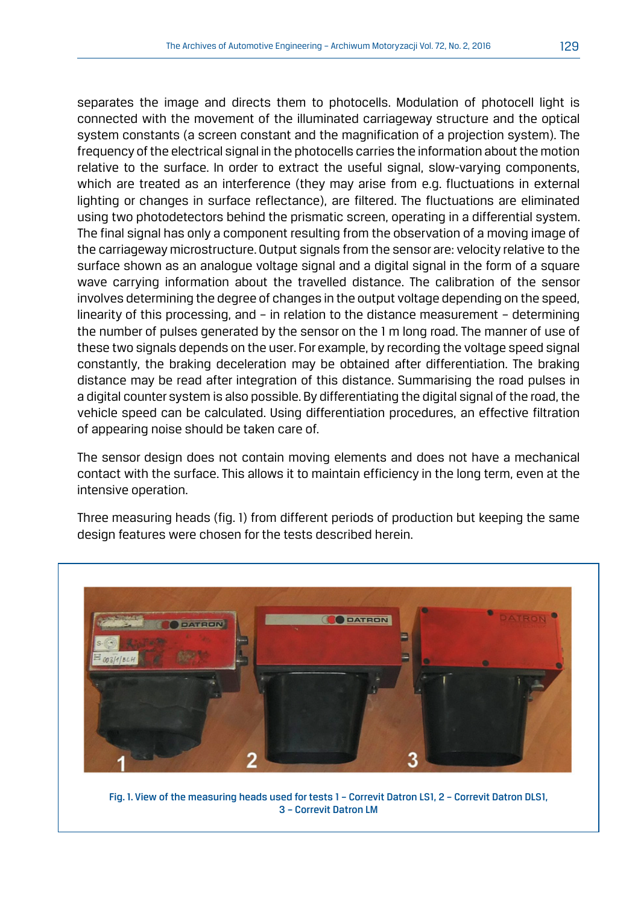separates the image and directs them to photocells. Modulation of photocell light is connected with the movement of the illuminated carriageway structure and the optical system constants (a screen constant and the magnification of a projection system). The frequency of the electrical signal in the photocells carries the information about the motion relative to the surface. In order to extract the useful signal, slow-varying components, which are treated as an interference (they may arise from e.g. fluctuations in external lighting or changes in surface reflectance), are filtered. The fluctuations are eliminated using two photodetectors behind the prismatic screen, operating in a differential system. The final signal has only a component resulting from the observation of a moving image of the carriageway microstructure. Output signals from the sensor are: velocity relative to the surface shown as an analogue voltage signal and a digital signal in the form of a square wave carrying information about the travelled distance. The calibration of the sensor involves determining the degree of changes in the output voltage depending on the speed, linearity of this processing, and – in relation to the distance measurement – determining the number of pulses generated by the sensor on the 1 m long road. The manner of use of these two signals depends on the user. For example, by recording the voltage speed signal constantly, the braking deceleration may be obtained after differentiation. The braking distance may be read after integration of this distance. Summarising the road pulses in a digital counter system is also possible. By differentiating the digital signal of the road, the vehicle speed can be calculated. Using differentiation procedures, an effective filtration of appearing noise should be taken care of.

The sensor design does not contain moving elements and does not have a mechanical contact with the surface. This allows it to maintain efficiency in the long term, even at the intensive operation.

Three measuring heads (fig. 1) from different periods of production but keeping the same design features were chosen for the tests described herein.

Fig. 1. View of the measuring heads used for tests 1 – Correvit Datron LS1, 2 – Correvit Datron DLS1, 3 – Correvit Datron LM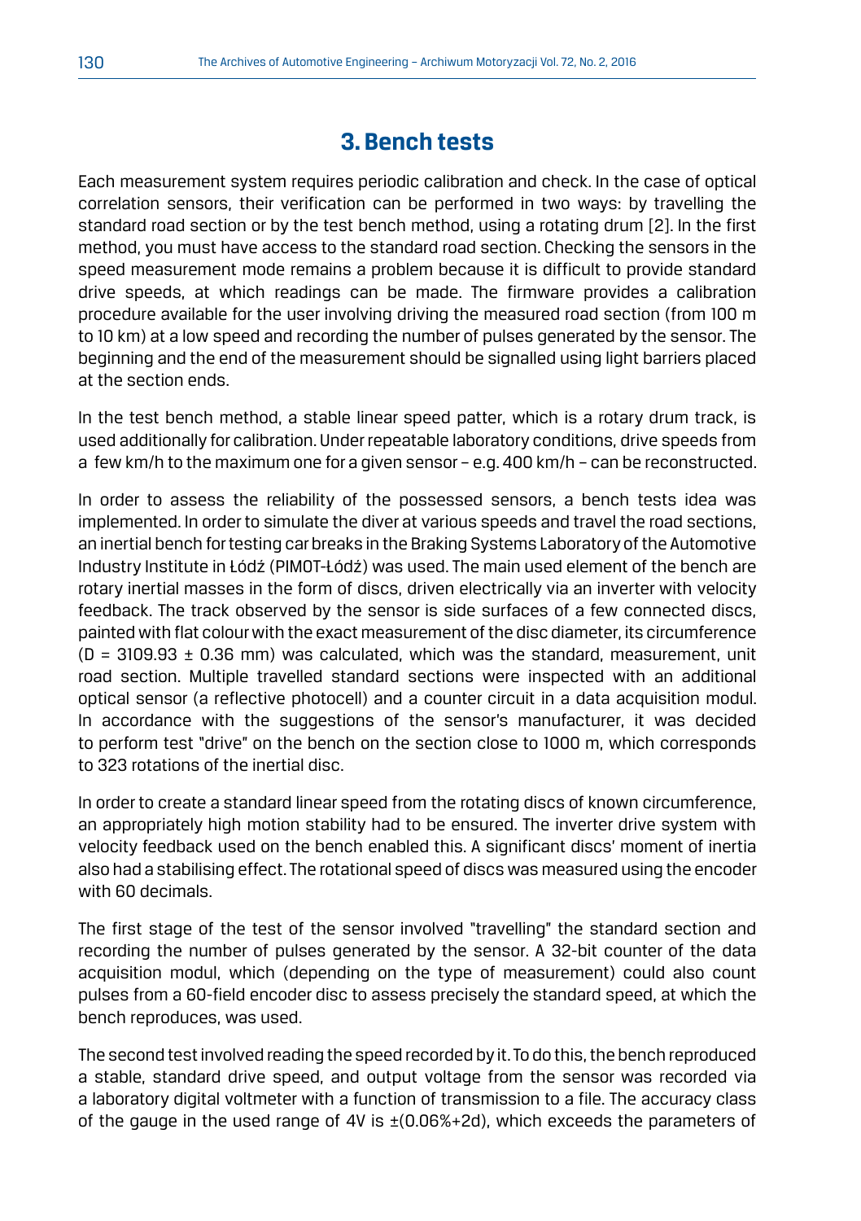## 3. Bench tests

Each measurement system requires periodic calibration and check. In the case of optical correlation sensors, their verification can be performed in two ways: by travelling the standard road section or by the test bench method, using a rotating drum [2]. In the first method, you must have access to the standard road section. Checking the sensors in the speed measurement mode remains a problem because it is difficult to provide standard drive speeds, at which readings can be made. The firmware provides a calibration procedure available for the user involving driving the measured road section (from 100 m to 10 km) at a low speed and recording the number of pulses generated by the sensor. The beginning and the end of the measurement should be signalled using light barriers placed at the section ends.

In the test bench method, a stable linear speed patter, which is a rotary drum track, is used additionally for calibration. Under repeatable laboratory conditions, drive speeds from a few km/h to the maximum one for a given sensor – e.g. 400 km/h – can be reconstructed.

In order to assess the reliability of the possessed sensors, a bench tests idea was implemented. In order to simulate the diver at various speeds and travel the road sections, an inertial bench for testing car breaks in the Braking Systems Laboratory of the Automotive Industry Institute in Łódź (PIMOT-Łódź) was used. The main used element of the bench are rotary inertial masses in the form of discs, driven electrically via an inverter with velocity feedback. The track observed by the sensor is side surfaces of a few connected discs, painted with flat colour with the exact measurement of the disc diameter, its circumference ($D = 3109.93 \pm 0.36$ mm) was calculated, which was the standard, measurement, unit road section. Multiple travelled standard sections were inspected with an additional optical sensor (a reflective photocell) and a counter circuit in a data acquisition modul. In accordance with the suggestions of the sensor's manufacturer, it was decided to perform test "drive" on the bench on the section close to 1000 m, which corresponds to 323 rotations of the inertial disc.

In order to create a standard linear speed from the rotating discs of known circumference, an appropriately high motion stability had to be ensured. The inverter drive system with velocity feedback used on the bench enabled this. A significant discs' moment of inertia also had a stabilising effect. The rotational speed of discs was measured using the encoder with 60 decimals.

The first stage of the test of the sensor involved "travelling" the standard section and recording the number of pulses generated by the sensor. A 32-bit counter of the data acquisition modul, which (depending on the type of measurement) could also count pulses from a 60-field encoder disc to assess precisely the standard speed, at which the bench reproduces, was used.

The second test involved reading the speed recorded by it. To do this, the bench reproduced a stable, standard drive speed, and output voltage from the sensor was recorded via a laboratory digital voltmeter with a function of transmission to a file. The accuracy class of the gauge in the used range of 4V is ±(0.06%+2d), which exceeds the parameters of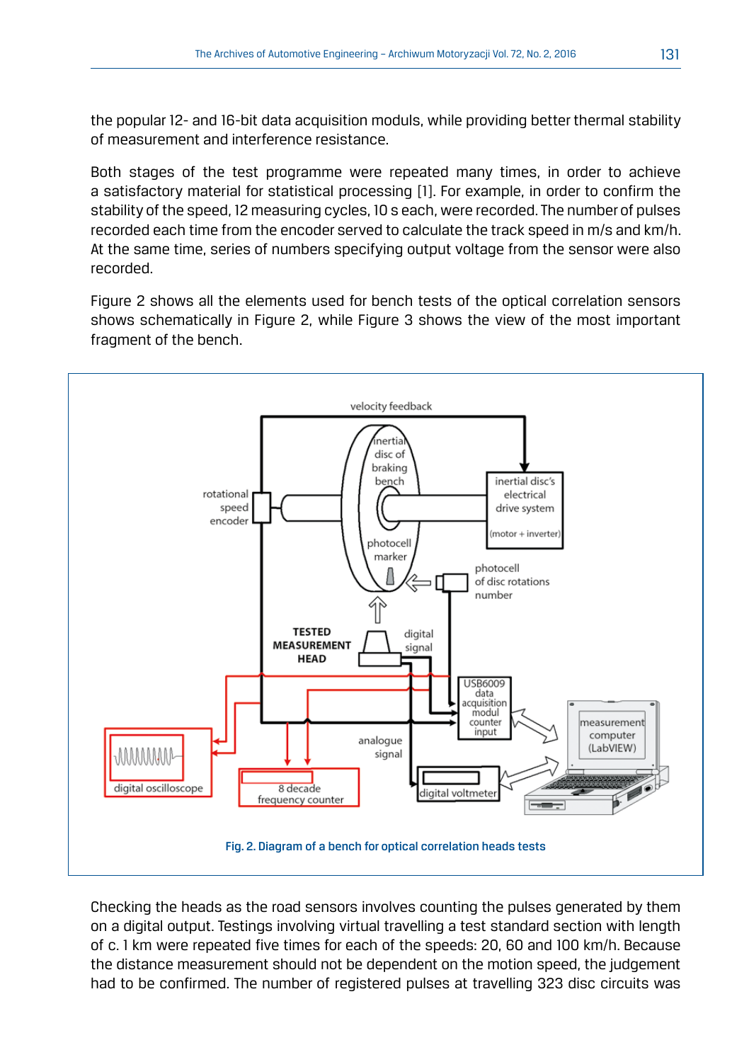the popular 12- and 16-bit data acquisition moduls, while providing better thermal stability of measurement and interference resistance.

Both stages of the test programme were repeated many times, in order to achieve a satisfactory material for statistical processing [1]. For example, in order to confirm the stability of the speed, 12 measuring cycles, 10 s each, were recorded. The number of pulses recorded each time from the encoder served to calculate the track speed in m/s and km/h. At the same time, series of numbers specifying output voltage from the sensor were also recorded.

Figure 2 shows all the elements used for bench tests of the optical correlation sensors shows schematically in Figure 2, while Figure 3 shows the view of the most important fragment of the bench.

Fig. 2. Diagram of a bench for optical correlation heads tests

Checking the heads as the road sensors involves counting the pulses generated by them on a digital output. Testings involving virtual travelling a test standard section with length of c. 1 km were repeated five times for each of the speeds: 20, 60 and 100 km/h. Because the distance measurement should not be dependent on the motion speed, the judgement had to be confirmed. The number of registered pulses at travelling 323 disc circuits was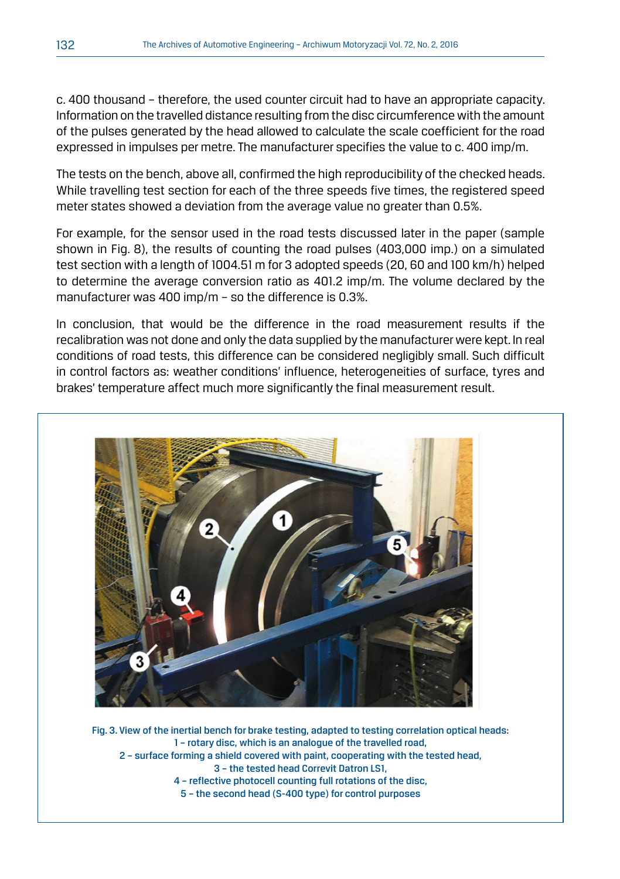c. 400 thousand – therefore, the used counter circuit had to have an appropriate capacity. Information on the travelled distance resulting from the disc circumference with the amount of the pulses generated by the head allowed to calculate the scale coefficient for the road expressed in impulses per metre. The manufacturer specifies the value to c. 400 imp/m.

The tests on the bench, above all, confirmed the high reproducibility of the checked heads. While travelling test section for each of the three speeds five times, the registered speed meter states showed a deviation from the average value no greater than 0.5%.

For example, for the sensor used in the road tests discussed later in the paper (sample shown in Fig. 8), the results of counting the road pulses (403,000 imp.) on a simulated test section with a length of 1004.51 m for 3 adopted speeds (20, 60 and 100 km/h) helped to determine the average conversion ratio as 401.2 imp/m. The volume declared by the manufacturer was 400 imp/m – so the difference is 0.3%.

In conclusion, that would be the difference in the road measurement results if the recalibration was not done and only the data supplied by the manufacturer were kept. In real conditions of road tests, this difference can be considered negligibly small. Such difficult in control factors as: weather conditions' influence, heterogeneities of surface, tyres and brakes' temperature affect much more significantly the final measurement result.

Fig. 3. View of the inertial bench for brake testing, adapted to testing correlation optical heads:
1 – rotary disc, which is an analogue of the travelled road,
2 – surface forming a shield covered with paint, cooperating with the tested head,
3 – the tested head Correvit Datron LS1,
4 – reflective photocell counting full rotations of the disc,
5 – the second head (S-400 type) for control purposes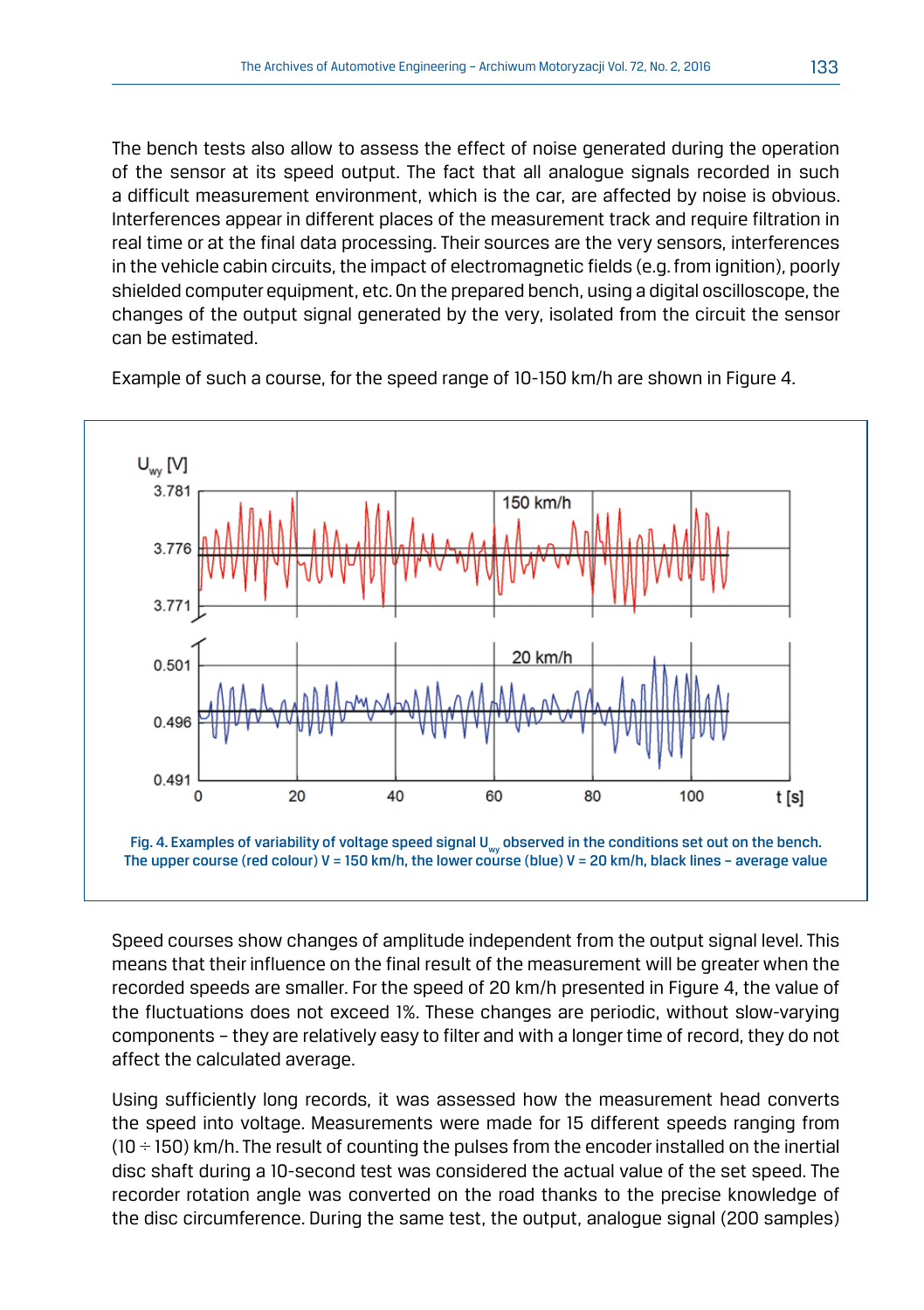The bench tests also allow to assess the effect of noise generated during the operation of the sensor at its speed output. The fact that all analogue signals recorded in such a difficult measurement environment, which is the car, are affected by noise is obvious. Interferences appear in different places of the measurement track and require filtration in real time or at the final data processing. Their sources are the very sensors, interferences in the vehicle cabin circuits, the impact of electromagnetic fields (e.g. from ignition), poorly shielded computer equipment, etc. On the prepared bench, using a digital oscilloscope, the changes of the output signal generated by the very, isolated from the circuit the sensor can be estimated.

Example of such a course, for the speed range of 10-150 km/h are shown in Figure 4.

Fig. 4. Examples of variability of voltage speed signal $U_{wy}$ observed in the conditions set out on the bench. The upper course (red colour) V = 150 km/h, the lower course (blue) V = 20 km/h, black lines – average value

Speed courses show changes of amplitude independent from the output signal level. This means that their influence on the final result of the measurement will be greater when the recorded speeds are smaller. For the speed of 20 km/h presented in Figure 4, the value of the fluctuations does not exceed 1%. These changes are periodic, without slow-varying components – they are relatively easy to filter and with a longer time of record, they do not affect the calculated average.

Using sufficiently long records, it was assessed how the measurement head converts the speed into voltage. Measurements were made for 15 different speeds ranging from (10 ÷ 150) km/h. The result of counting the pulses from the encoder installed on the inertial disc shaft during a 10-second test was considered the actual value of the set speed. The recorder rotation angle was converted on the road thanks to the precise knowledge of the disc circumference. During the same test, the output, analogue signal (200 samples)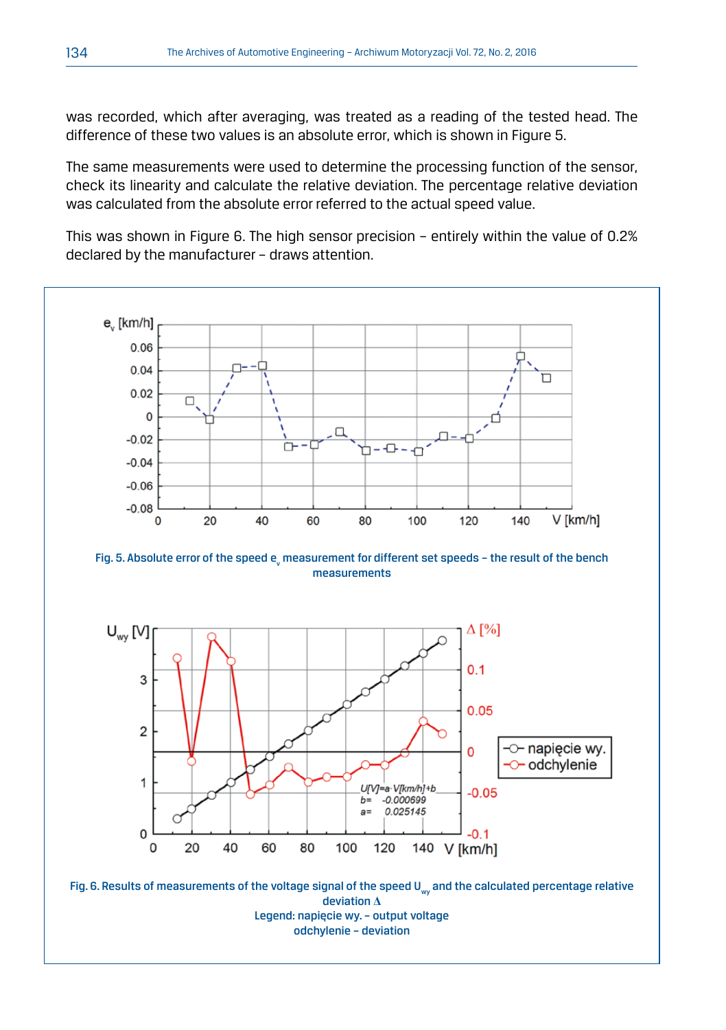was recorded, which after averaging, was treated as a reading of the tested head. The difference of these two values is an absolute error, which is shown in Figure 5.

The same measurements were used to determine the processing function of the sensor, check its linearity and calculate the relative deviation. The percentage relative deviation was calculated from the absolute error referred to the actual speed value.

This was shown in Figure 6. The high sensor precision – entirely within the value of 0.2% declared by the manufacturer – draws attention.

Fig. 5. Absolute error of the speed $e_v$ measurement for different set speeds – the result of the bench measurements

Fig. 6. Results of measurements of the voltage signal of the speed $U_{wy}$ and the calculated percentage relative deviation $\Delta$
Legend: napięcie wy. – output voltage
odchylenie – deviation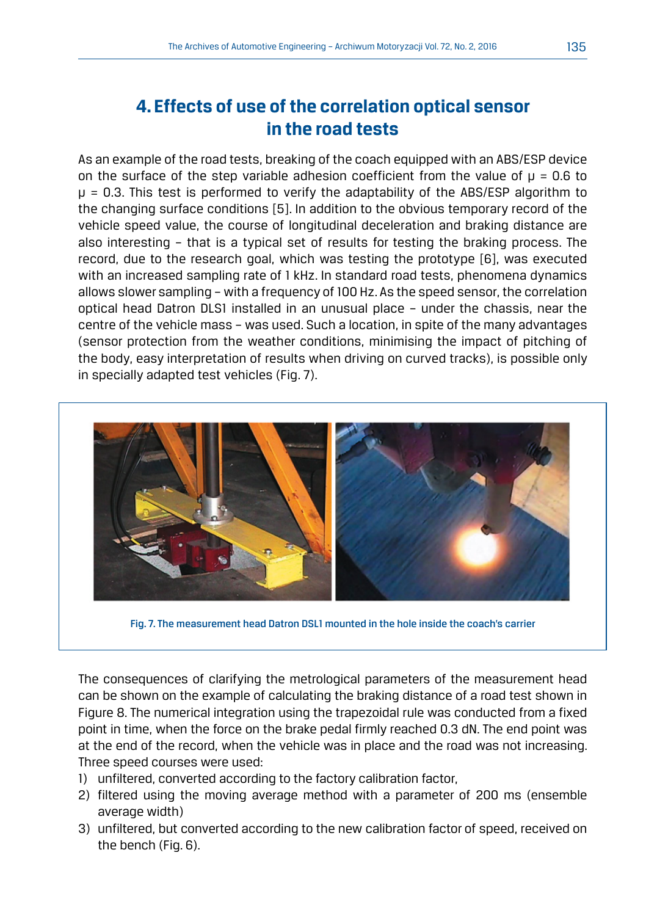## 4. Effects of use of the correlation optical sensor in the road tests

As an example of the road tests, breaking of the coach equipped with an ABS/ESP device on the surface of the step variable adhesion coefficient from the value of $\mu = 0.6$ to $\mu = 0.3$. This test is performed to verify the adaptability of the ABS/ESP algorithm to the changing surface conditions [5]. In addition to the obvious temporary record of the vehicle speed value, the course of longitudinal deceleration and braking distance are also interesting – that is a typical set of results for testing the braking process. The record, due to the research goal, which was testing the prototype [6], was executed with an increased sampling rate of 1 kHz. In standard road tests, phenomena dynamics allows slower sampling – with a frequency of 100 Hz. As the speed sensor, the correlation optical head Datron DLS1 installed in an unusual place – under the chassis, near the centre of the vehicle mass – was used. Such a location, in spite of the many advantages (sensor protection from the weather conditions, minimising the impact of pitching of the body, easy interpretation of results when driving on curved tracks), is possible only in specially adapted test vehicles (Fig. 7).

Fig. 7. The measurement head Datron DSL1 mounted in the hole inside the coach's carrier

The consequences of clarifying the metrological parameters of the measurement head can be shown on the example of calculating the braking distance of a road test shown in Figure 8. The numerical integration using the trapezoidal rule was conducted from a fixed point in time, when the force on the brake pedal firmly reached 0.3 dN. The end point was at the end of the record, when the vehicle was in place and the road was not increasing. Three speed courses were used:

1) unfiltered, converted according to the factory calibration factor,
2) filtered using the moving average method with a parameter of 200 ms (ensemble average width)
3) unfiltered, but converted according to the new calibration factor of speed, received on the bench (Fig. 6).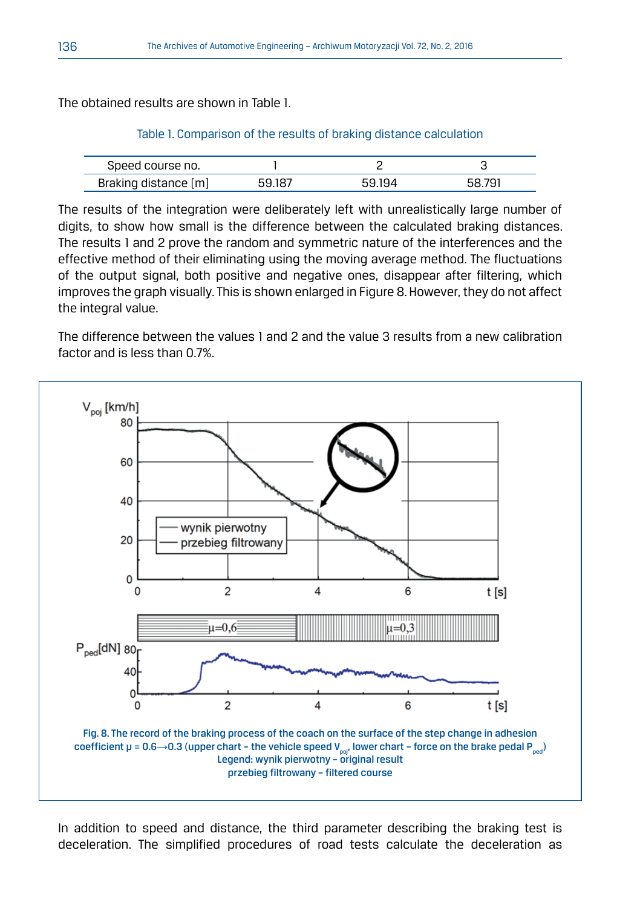The obtained results are shown in Table 1.

Table 1. Comparison of the results of braking distance calculation

| Speed course no. | 1 | 2 | 3 |
|---|---|---|---|
| Braking distance [m] | 59.187 | 59.194 | 58.791 |

The results of the integration were deliberately left with unrealistically large number of digits, to show how small is the difference between the calculated braking distances. The results 1 and 2 prove the random and symmetric nature of the interferences and the effective method of their eliminating using the moving average method. The fluctuations of the output signal, both positive and negative ones, disappear after filtering, which improves the graph visually. This is shown enlarged in Figure 8. However, they do not affect the integral value.

The difference between the values 1 and 2 and the value 3 results from a new calibration factor and is less than 0.7%.

Fig. 8. The record of the braking process of the coach on the surface of the step change in adhesion coefficient μ = 0.6→0.3 (upper chart – the vehicle speed $V_{poj}$, lower chart – force on the brake pedal $P_{ped}$)
Legend: wynik pierwotny – original result
przebieg filtrowany – filtered course

In addition to speed and distance, the third parameter describing the braking test is deceleration. The simplified procedures of road tests calculate the deceleration as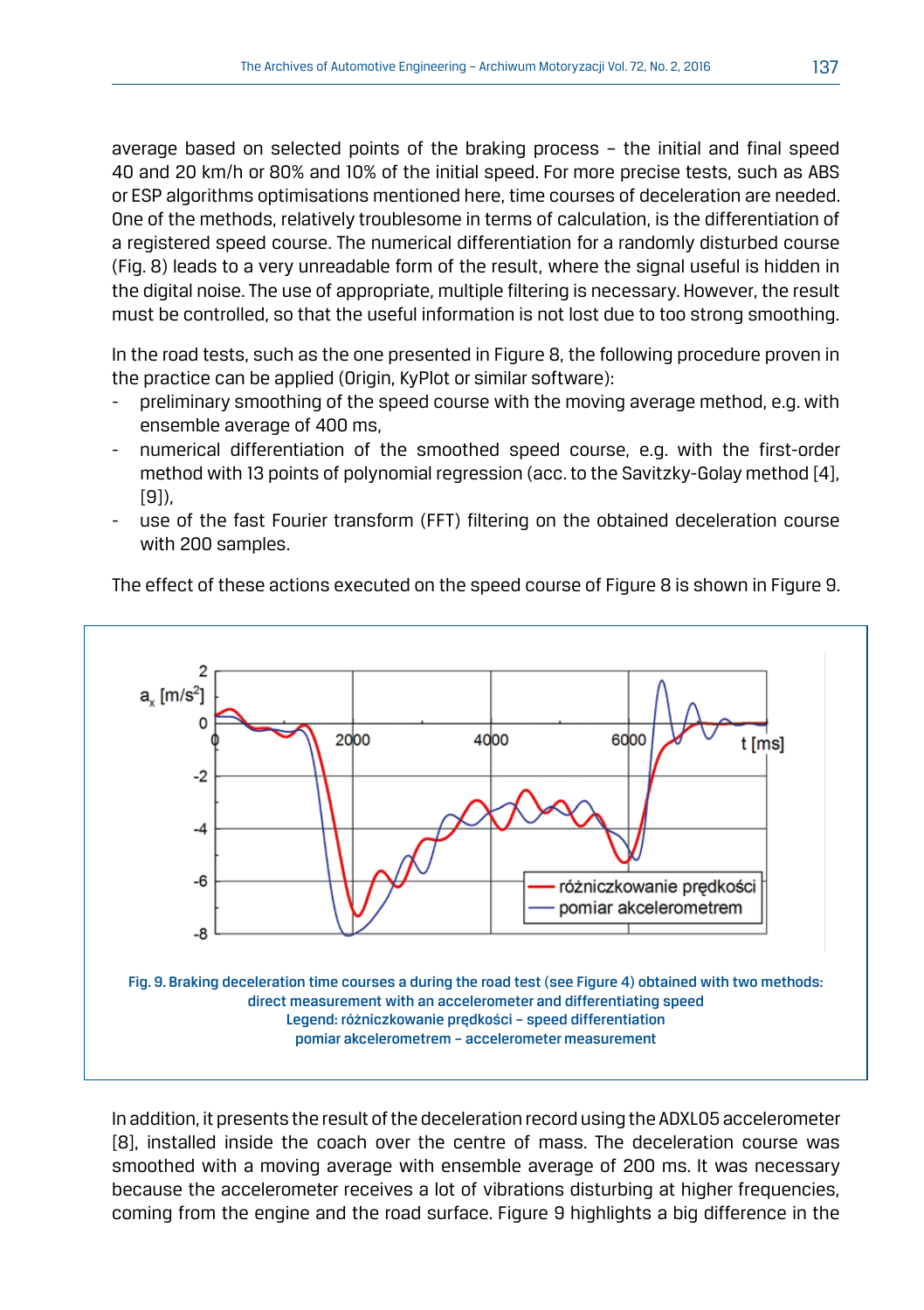average based on selected points of the braking process – the initial and final speed 40 and 20 km/h or 80% and 10% of the initial speed. For more precise tests, such as ABS or ESP algorithms optimisations mentioned here, time courses of deceleration are needed. One of the methods, relatively troublesome in terms of calculation, is the differentiation of a registered speed course. The numerical differentiation for a randomly disturbed course (Fig. 8) leads to a very unreadable form of the result, where the signal useful is hidden in the digital noise. The use of appropriate, multiple filtering is necessary. However, the result must be controlled, so that the useful information is not lost due to too strong smoothing.

In the road tests, such as the one presented in Figure 8, the following procedure proven in the practice can be applied (Origin, KyPlot or similar software):

- preliminary smoothing of the speed course with the moving average method, e.g. with ensemble average of 400 ms,
- numerical differentiation of the smoothed speed course, e.g. with the first-order method with 13 points of polynomial regression (acc. to the Savitzky-Golay method [4], [9]),
- use of the fast Fourier transform (FFT) filtering on the obtained deceleration course with 200 samples.

The effect of these actions executed on the speed course of Figure 8 is shown in Figure 9.

Fig. 9. Braking deceleration time courses a during the road test (see Figure 4) obtained with two methods: direct measurement with an accelerometer and differentiating speed
Legend: różniczkowanie prędkości – speed differentiation
pomiar akcelerometrem – accelerometer measurement

In addition, it presents the result of the deceleration record using the ADXL05 accelerometer [8], installed inside the coach over the centre of mass. The deceleration course was smoothed with a moving average with ensemble average of 200 ms. It was necessary because the accelerometer receives a lot of vibrations disturbing at higher frequencies, coming from the engine and the road surface. Figure 9 highlights a big difference in the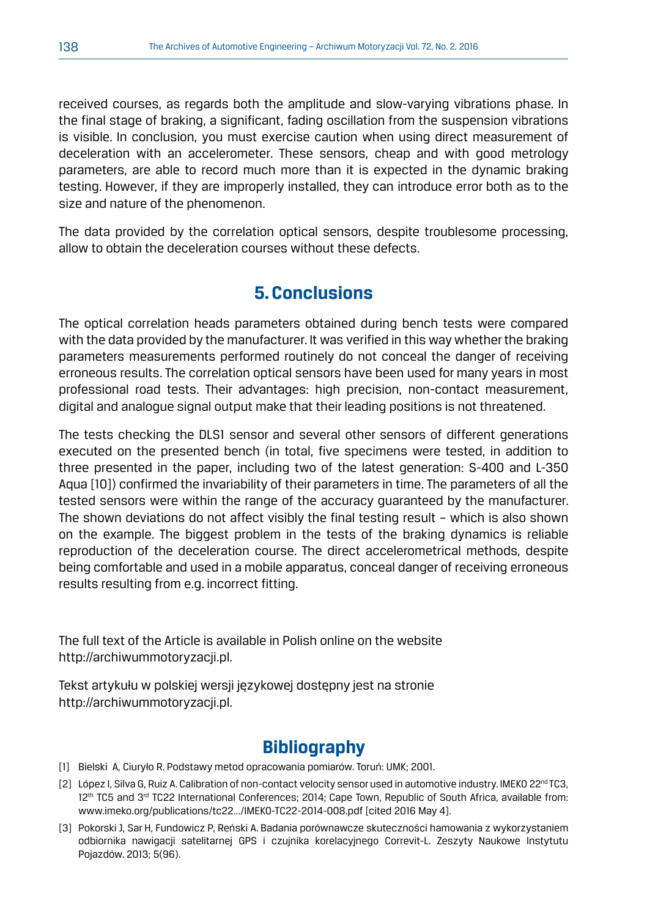received courses, as regards both the amplitude and slow-varying vibrations phase. In the final stage of braking, a significant, fading oscillation from the suspension vibrations is visible. In conclusion, you must exercise caution when using direct measurement of deceleration with an accelerometer. These sensors, cheap and with good metrology parameters, are able to record much more than it is expected in the dynamic braking testing. However, if they are improperly installed, they can introduce error both as to the size and nature of the phenomenon.

The data provided by the correlation optical sensors, despite troublesome processing, allow to obtain the deceleration courses without these defects.

## 5. Conclusions

The optical correlation heads parameters obtained during bench tests were compared with the data provided by the manufacturer. It was verified in this way whether the braking parameters measurements performed routinely do not conceal the danger of receiving erroneous results. The correlation optical sensors have been used for many years in most professional road tests. Their advantages: high precision, non-contact measurement, digital and analogue signal output make that their leading positions is not threatened.

The tests checking the DLS1 sensor and several other sensors of different generations executed on the presented bench (in total, five specimens were tested, in addition to three presented in the paper, including two of the latest generation: S-400 and L-350 Aqua [10]) confirmed the invariability of their parameters in time. The parameters of all the tested sensors were within the range of the accuracy guaranteed by the manufacturer. The shown deviations do not affect visibly the final testing result – which is also shown on the example. The biggest problem in the tests of the braking dynamics is reliable reproduction of the deceleration course. The direct accelerometrical methods, despite being comfortable and used in a mobile apparatus, conceal danger of receiving erroneous results resulting from e.g. incorrect fitting.

The full text of the Article is available in Polish online on the website http://archiwummotoryzacji.pl.

Tekst artykułu w polskiej wersji językowej dostępny jest na stronie http://archiwummotoryzacji.pl.

## Bibliography

[1] Bielski A, Ciuryło R. Podstawy metod opracowania pomiarów. Toruń: UMK; 2001.

[2] López I, Silva G, Ruiz A. Calibration of non-contact velocity sensor used in automotive industry. IMEKO 22nd TC3, 12th TC5 and 3rd TC22 International Conferences; 2014; Cape Town, Republic of South Africa, available from: www.imeko.org/publications/tc22.../IMEKO-TC22-2014-008.pdf [cited 2016 May 4].

[3] Pokorski J, Sar H, Fundowicz P, Reński A. Badania porównawcze skuteczności hamowania z wykorzystaniem odbiornika nawigacji satelitarnej GPS i czujnika korelacyjnego Correvit-L. Zeszyty Naukowe Instytutu Pojazdów. 2013; 5(96).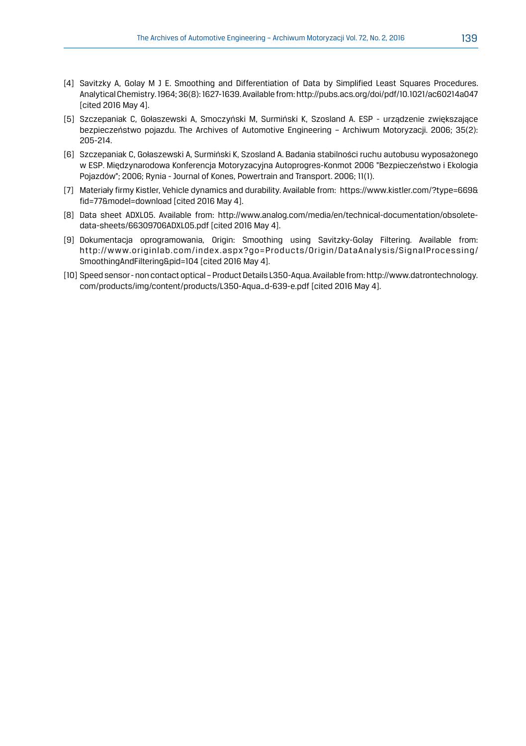[4] Savitzky A, Golay M J E. Smoothing and Differentiation of Data by Simplified Least Squares Procedures. Analytical Chemistry. 1964; 36(8): 1627-1639. Available from: http://pubs.acs.org/doi/pdf/10.1021/ac60214a047 [cited 2016 May 4].

[5] Szczepaniak C, Gołaszewski A, Smoczyński M, Surmiński K, Szosland A. ESP - urządzenie zwiększające bezpieczeństwo pojazdu. The Archives of Automotive Engineering – Archiwum Motoryzacji. 2006; 35(2): 205-214.

[6] Szczepaniak C, Gołaszewski A, Surmiński K, Szosland A. Badania stabilności ruchu autobusu wyposażonego w ESP. Międzynarodowa Konferencja Motoryzacyjna Autoprogres-Konmot 2006 "Bezpieczeństwo i Ekologia Pojazdów"; 2006; Rynia - Journal of Kones, Powertrain and Transport. 2006; 11(1).

[7] Materiały firmy Kistler, Vehicle dynamics and durability. Available from: https://www.kistler.com/?type=669&fid=77&model=download [cited 2016 May 4].

[8] Data sheet ADXL05. Available from: http://www.analog.com/media/en/technical-documentation/obsolete-data-sheets/66309706ADXL05.pdf [cited 2016 May 4].

[9] Dokumentacja oprogramowania, Origin: Smoothing using Savitzky-Golay Filtering. Available from: http://www.originlab.com/index.aspx?go=Products/Origin/DataAnalysis/SignalProcessing/SmoothingAndFiltering&pid=104 [cited 2016 May 4].

[10] Speed sensor - non contact optical – Product Details L350-Aqua. Available from: http://www.datrontechnology.com/products/img/content/products/L350-Aqua_d-639-e.pdf [cited 2016 May 4].